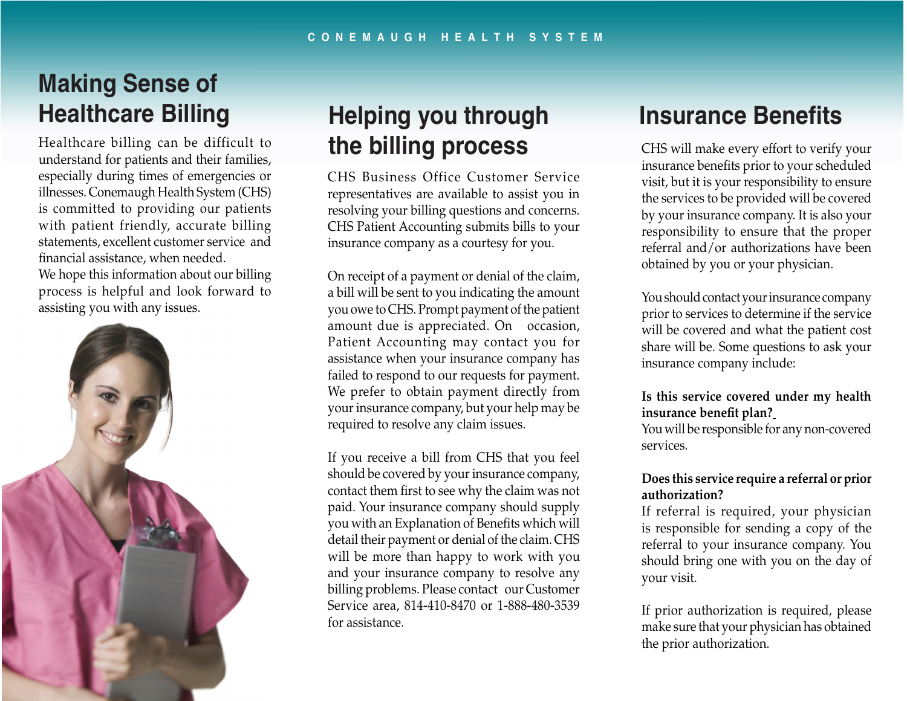CONEMAUGH HEALTH SYSTEM

# Making Sense of Healthcare Billing

Healthcare billing can be difficult to understand for patients and their families, especially during times of emergencies or illnesses. Conemaugh Health System (CHS) is committed to providing our patients with patient friendly, accurate billing statements, excellent customer service and financial assistance, when needed.

We hope this information about our billing process is helpful and look forward to assisting you with any issues.

# Helping you through the billing process

CHS Business Office Customer Service representatives are available to assist you in resolving your billing questions and concerns. CHS Patient Accounting submits bills to your insurance company as a courtesy for you.

On receipt of a payment or denial of the claim, a bill will be sent to you indicating the amount you owe to CHS. Prompt payment of the patient amount due is appreciated. On occasion, Patient Accounting may contact you for assistance when your insurance company has failed to respond to our requests for payment. We prefer to obtain payment directly from your insurance company, but your help may be required to resolve any claim issues.

If you receive a bill from CHS that you feel should be covered by your insurance company, contact them first to see why the claim was not paid. Your insurance company should supply you with an Explanation of Benefits which will detail their payment or denial of the claim. CHS will be more than happy to work with you and your insurance company to resolve any billing problems. Please contact our Customer Service area, 814-410-8470 or 1-888-480-3539 for assistance.

# Insurance Benefits

CHS will make every effort to verify your insurance benefits prior to your scheduled visit, but it is your responsibility to ensure the services to be provided will be covered by your insurance company. It is also your responsibility to ensure that the proper referral and/or authorizations have been obtained by you or your physician.

You should contact your insurance company prior to services to determine if the service will be covered and what the patient cost share will be. Some questions to ask your insurance company include:

**Is this service covered under my health insurance benefit plan?**
You will be responsible for any non-covered services.

**Does this service require a referral or prior authorization?**
If referral is required, your physician is responsible for sending a copy of the referral to your insurance company. You should bring one with you on the day of your visit.

If prior authorization is required, please make sure that your physician has obtained the prior authorization.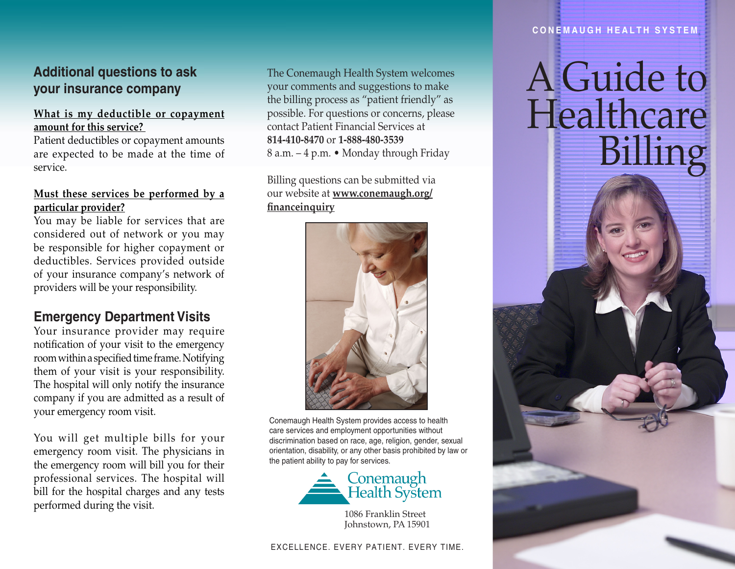## Additional questions to ask your insurance company

**What is my deductible or copayment amount for this service?**

Patient deductibles or copayment amounts are expected to be made at the time of service.

**Must these services be performed by a particular provider?**

You may be liable for services that are considered out of network or you may be responsible for higher copayment or deductibles. Services provided outside of your insurance company's network of providers will be your responsibility.

## Emergency Department Visits

Your insurance provider may require notification of your visit to the emergency room within a specified time frame. Notifying them of your visit is your responsibility. The hospital will only notify the insurance company if you are admitted as a result of your emergency room visit.

You will get multiple bills for your emergency room visit. The physicians in the emergency room will bill you for their professional services. The hospital will bill for the hospital charges and any tests performed during the visit.

The Conemaugh Health System welcomes your comments and suggestions to make the billing process as "patient friendly" as possible. For questions or concerns, please contact Patient Financial Services at **814-410-8470** or **1-888-480-3539**
8 a.m. – 4 p.m. • Monday through Friday

Billing questions can be submitted via our website at **www.conemaugh.org/financeinquiry**

Conemaugh Health System provides access to health care services and employment opportunities without discrimination based on race, age, religion, gender, sexual orientation, disability, or any other basis prohibited by law or the patient ability to pay for services.

Conemaugh Health System

1086 Franklin Street
Johnstown, PA 15901

EXCELLENCE. EVERY PATIENT. EVERY TIME.

CONEMAUGH HEALTH SYSTEM

# A Guide to Healthcare Billing